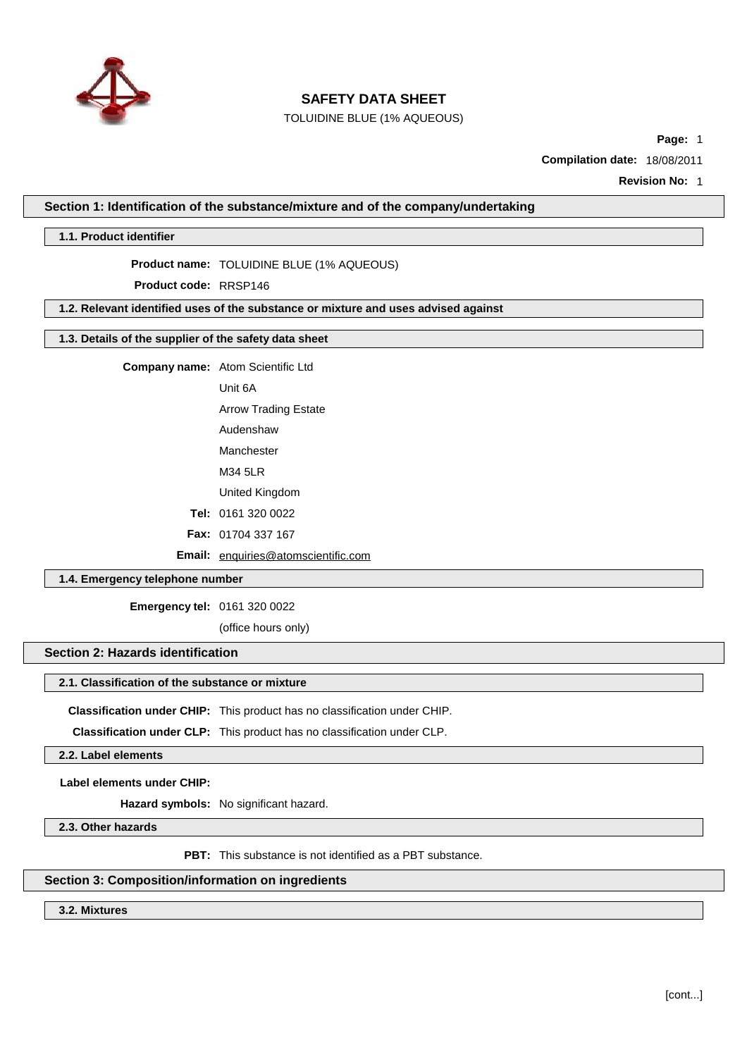# SAFETY DATA SHEET

TOLUIDINE BLUE (1% AQUEOUS)

**Compilation date:** 18/08/2011

**Revision No:** 1

## Section 1: Identification of the substance/mixture and of the company/undertaking

### 1.1. Product identifier

**Product name:** TOLUIDINE BLUE (1% AQUEOUS)

**Product code:** RRSP146

### 1.2. Relevant identified uses of the substance or mixture and uses advised against

### 1.3. Details of the supplier of the safety data sheet

**Company name:** Atom Scientific Ltd

Unit 6A

Arrow Trading Estate

Audenshaw

Manchester

M34 5LR

United Kingdom

**Tel:** 0161 320 0022

**Fax:** 01704 337 167

**Email:** enquiries@atomscientific.com

### 1.4. Emergency telephone number

**Emergency tel:** 0161 320 0022

(office hours only)

## Section 2: Hazards identification

### 2.1. Classification of the substance or mixture

**Classification under CHIP:** This product has no classification under CHIP.

**Classification under CLP:** This product has no classification under CLP.

### 2.2. Label elements

**Label elements under CHIP:**

**Hazard symbols:** No significant hazard.

### 2.3. Other hazards

**PBT:** This substance is not identified as a PBT substance.

## Section 3: Composition/information on ingredients

### 3.2. Mixtures

[cont...]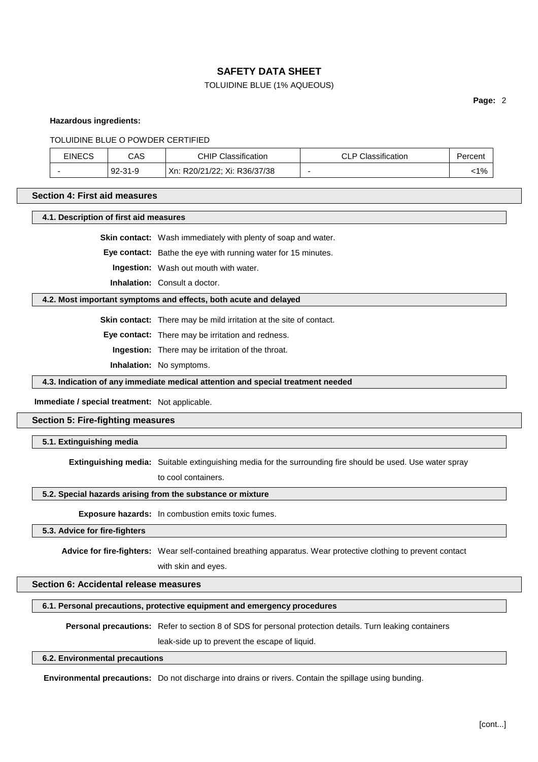**Hazardous ingredients:**

TOLUIDINE BLUE O POWDER CERTIFIED

| EINECS | CAS | CHIP Classification | CLP Classification | Percent |
|---|---|---|---|---|
| - | 92-31-9 | Xn: R20/21/22; Xi: R36/37/38 | - | <1% |

## Section 4: First aid measures

### 4.1. Description of first aid measures

**Skin contact:** Wash immediately with plenty of soap and water.

**Eye contact:** Bathe the eye with running water for 15 minutes.

**Ingestion:** Wash out mouth with water.

**Inhalation:** Consult a doctor.

### 4.2. Most important symptoms and effects, both acute and delayed

**Skin contact:** There may be mild irritation at the site of contact.

**Eye contact:** There may be irritation and redness.

**Ingestion:** There may be irritation of the throat.

**Inhalation:** No symptoms.

### 4.3. Indication of any immediate medical attention and special treatment needed

**Immediate / special treatment:** Not applicable.

## Section 5: Fire-fighting measures

### 5.1. Extinguishing media

**Extinguishing media:** Suitable extinguishing media for the surrounding fire should be used. Use water spray to cool containers.

### 5.2. Special hazards arising from the substance or mixture

**Exposure hazards:** In combustion emits toxic fumes.

### 5.3. Advice for fire-fighters

**Advice for fire-fighters:** Wear self-contained breathing apparatus. Wear protective clothing to prevent contact with skin and eyes.

## Section 6: Accidental release measures

### 6.1. Personal precautions, protective equipment and emergency procedures

**Personal precautions:** Refer to section 8 of SDS for personal protection details. Turn leaking containers leak-side up to prevent the escape of liquid.

### 6.2. Environmental precautions

**Environmental precautions:** Do not discharge into drains or rivers. Contain the spillage using bunding.

[cont...]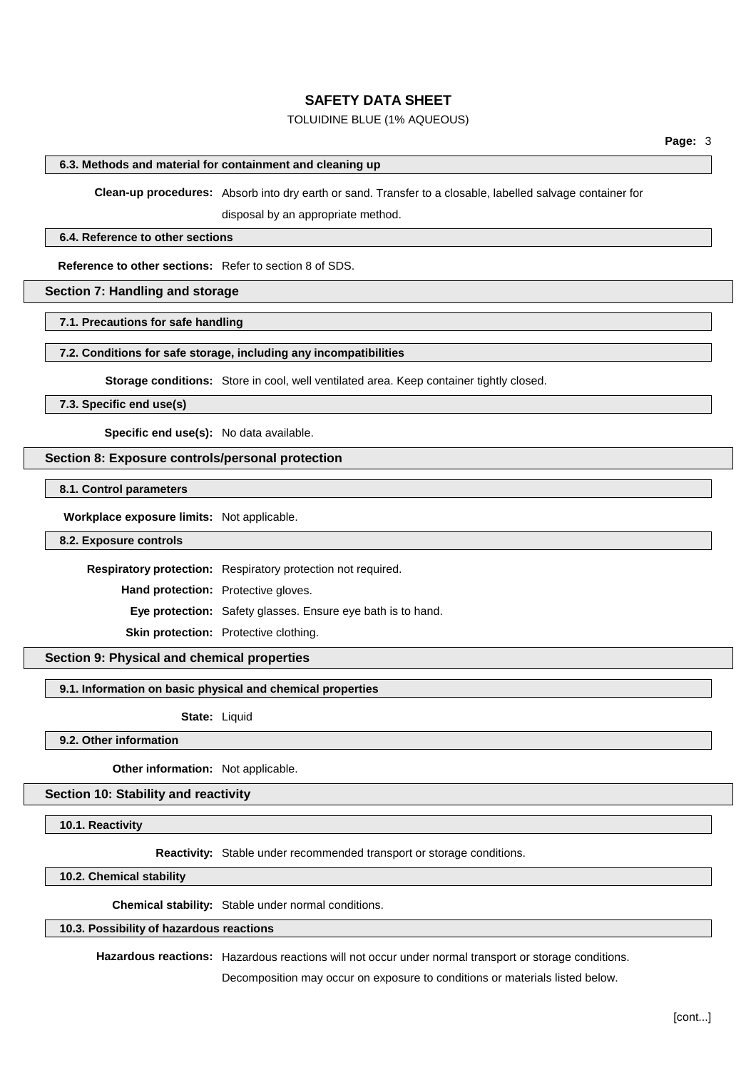### 6.3. Methods and material for containment and cleaning up

**Clean-up procedures:** Absorb into dry earth or sand. Transfer to a closable, labelled salvage container for disposal by an appropriate method.

### 6.4. Reference to other sections

**Reference to other sections:** Refer to section 8 of SDS.

## Section 7: Handling and storage

### 7.1. Precautions for safe handling

### 7.2. Conditions for safe storage, including any incompatibilities

**Storage conditions:** Store in cool, well ventilated area. Keep container tightly closed.

### 7.3. Specific end use(s)

**Specific end use(s):** No data available.

## Section 8: Exposure controls/personal protection

### 8.1. Control parameters

**Workplace exposure limits:** Not applicable.

### 8.2. Exposure controls

**Respiratory protection:** Respiratory protection not required.

**Hand protection:** Protective gloves.

**Eye protection:** Safety glasses. Ensure eye bath is to hand.

**Skin protection:** Protective clothing.

## Section 9: Physical and chemical properties

### 9.1. Information on basic physical and chemical properties

**State:** Liquid

### 9.2. Other information

**Other information:** Not applicable.

## Section 10: Stability and reactivity

### 10.1. Reactivity

**Reactivity:** Stable under recommended transport or storage conditions.

### 10.2. Chemical stability

**Chemical stability:** Stable under normal conditions.

### 10.3. Possibility of hazardous reactions

**Hazardous reactions:** Hazardous reactions will not occur under normal transport or storage conditions. Decomposition may occur on exposure to conditions or materials listed below.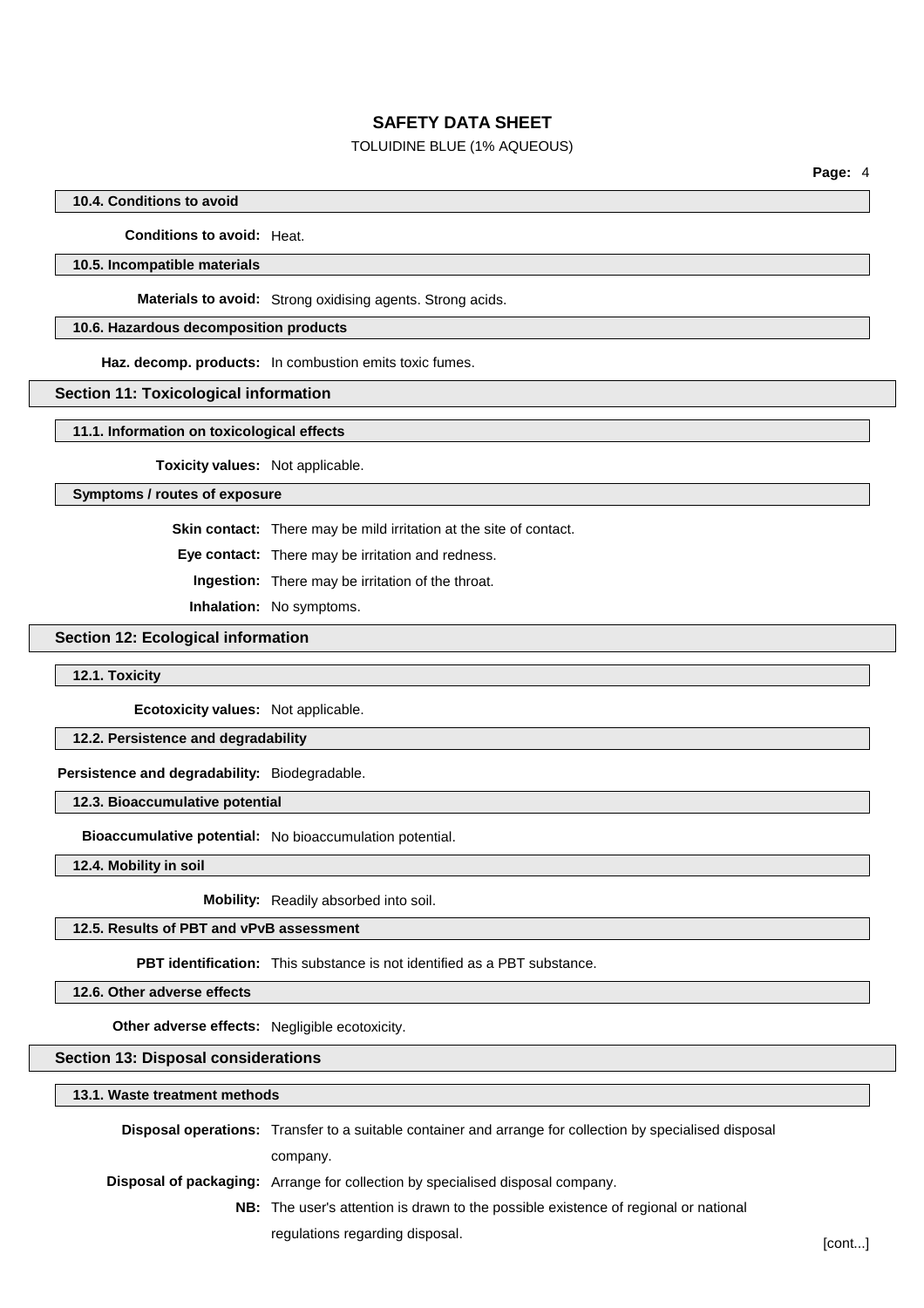#### 10.4. Conditions to avoid

**Conditions to avoid:** Heat.

#### 10.5. Incompatible materials

**Materials to avoid:** Strong oxidising agents. Strong acids.

#### 10.6. Hazardous decomposition products

**Haz. decomp. products:** In combustion emits toxic fumes.

## Section 11: Toxicological information

#### 11.1. Information on toxicological effects

**Toxicity values:** Not applicable.

#### Symptoms / routes of exposure

**Skin contact:** There may be mild irritation at the site of contact.

**Eye contact:** There may be irritation and redness.

**Ingestion:** There may be irritation of the throat.

**Inhalation:** No symptoms.

## Section 12: Ecological information

#### 12.1. Toxicity

**Ecotoxicity values:** Not applicable.

#### 12.2. Persistence and degradability

**Persistence and degradability:** Biodegradable.

#### 12.3. Bioaccumulative potential

**Bioaccumulative potential:** No bioaccumulation potential.

#### 12.4. Mobility in soil

**Mobility:** Readily absorbed into soil.

#### 12.5. Results of PBT and vPvB assessment

**PBT identification:** This substance is not identified as a PBT substance.

#### 12.6. Other adverse effects

**Other adverse effects:** Negligible ecotoxicity.

## Section 13: Disposal considerations

#### 13.1. Waste treatment methods

**Disposal operations:** Transfer to a suitable container and arrange for collection by specialised disposal company.

**Disposal of packaging:** Arrange for collection by specialised disposal company.

**NB:** The user's attention is drawn to the possible existence of regional or national regulations regarding disposal.

[cont...]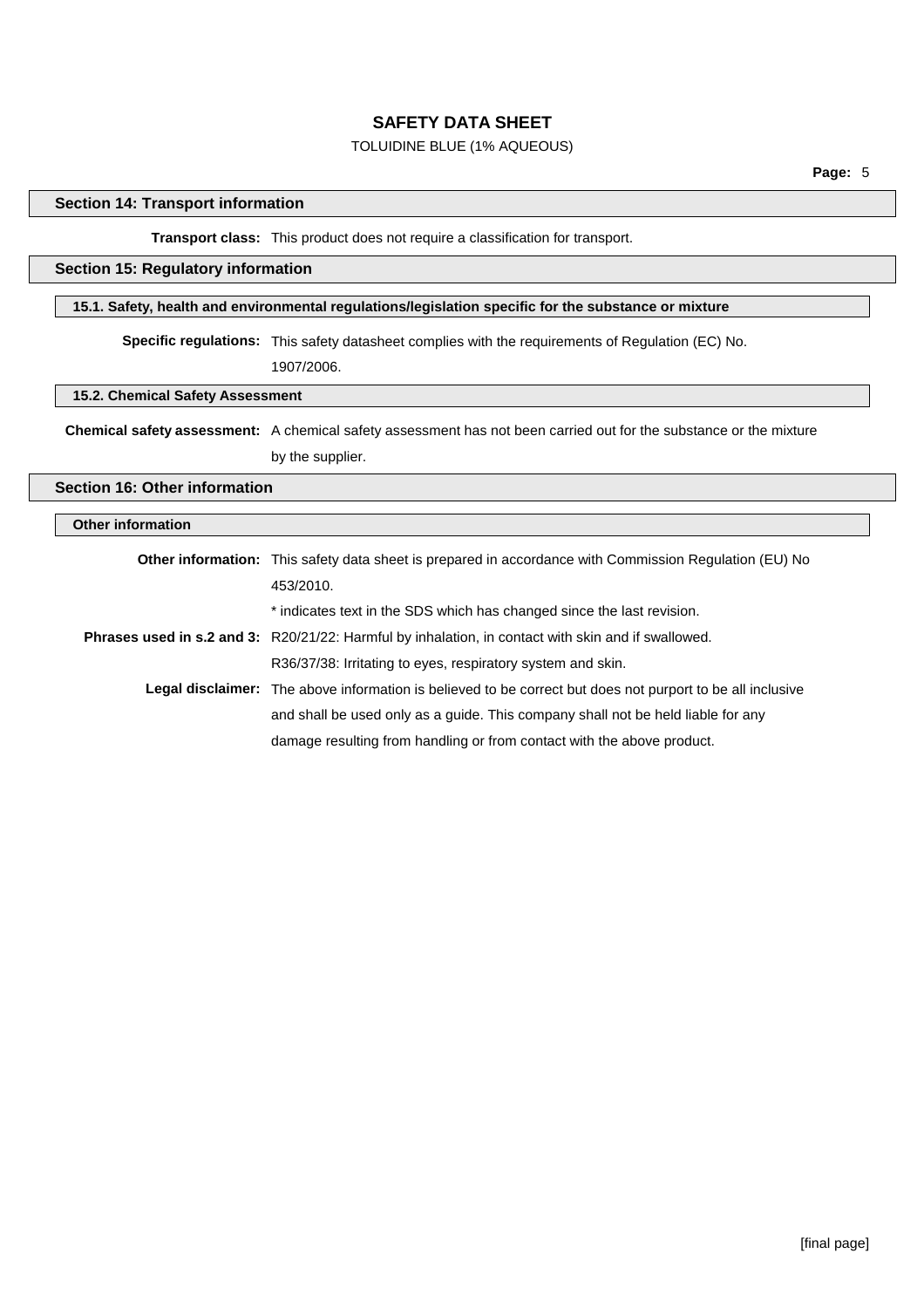## Section 14: Transport information

**Transport class:** This product does not require a classification for transport.

## Section 15: Regulatory information

### 15.1. Safety, health and environmental regulations/legislation specific for the substance or mixture

**Specific regulations:** This safety datasheet complies with the requirements of Regulation (EC) No. 1907/2006.

### 15.2. Chemical Safety Assessment

**Chemical safety assessment:** A chemical safety assessment has not been carried out for the substance or the mixture by the supplier.

## Section 16: Other information

### Other information

**Other information:** This safety data sheet is prepared in accordance with Commission Regulation (EU) No 453/2010.

* indicates text in the SDS which has changed since the last revision.

**Phrases used in s.2 and 3:** R20/21/22: Harmful by inhalation, in contact with skin and if swallowed.

R36/37/38: Irritating to eyes, respiratory system and skin.

**Legal disclaimer:** The above information is believed to be correct but does not purport to be all inclusive and shall be used only as a guide. This company shall not be held liable for any damage resulting from handling or from contact with the above product.

[final page]